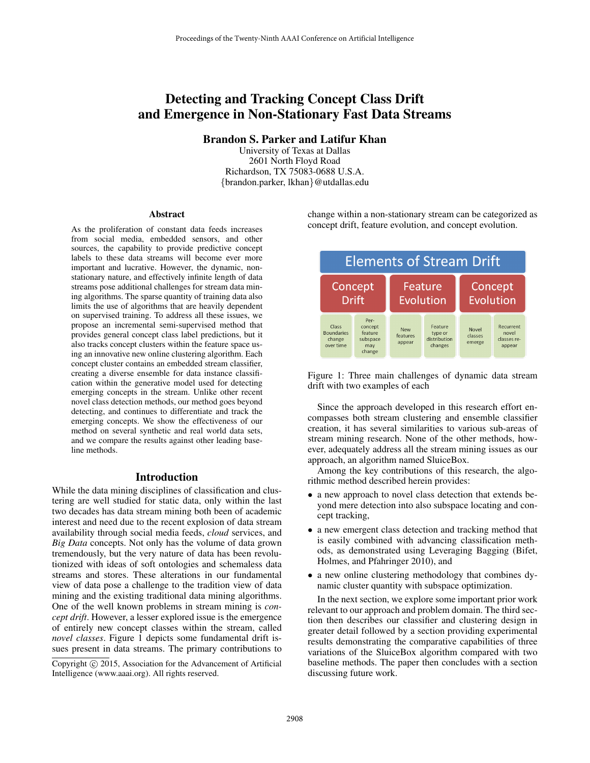# Detecting and Tracking Concept Class Drift and Emergence in Non-Stationary Fast Data Streams

**Brandon S. Parker and Latifur Khan**

University of Texas at Dallas
2601 North Floyd Road
Richardson, TX 75083-0688 U.S.A.
{brandon.parker, lkhan}@utdallas.edu

## Abstract

As the proliferation of constant data feeds increases from social media, embedded sensors, and other sources, the capability to provide predictive concept labels to these data streams will become ever more important and lucrative. However, the dynamic, non-stationary nature, and effectively infinite length of data streams pose additional challenges for stream data mining algorithms. The sparse quantity of training data also limits the use of algorithms that are heavily dependent on supervised training. To address all these issues, we propose an incremental semi-supervised method that provides general concept class label predictions, but it also tracks concept clusters within the feature space using an innovative new online clustering algorithm. Each concept cluster contains an embedded stream classifier, creating a diverse ensemble for data instance classification within the generative model used for detecting emerging concepts in the stream. Unlike other recent novel class detection methods, our method goes beyond detecting, and continues to differentiate and track the emerging concepts. We show the effectiveness of our method on several synthetic and real world data sets, and we compare the results against other leading baseline methods.

## Introduction

While the data mining disciplines of classification and clustering are well studied for static data, only within the last two decades has data stream mining both been of academic interest and need due to the recent explosion of data stream availability through social media feeds, *cloud* services, and *Big Data* concepts. Not only has the volume of data grown tremendously, but the very nature of data has been revolutionized with ideas of soft ontologies and schemaless data streams and stores. These alterations in our fundamental view of data pose a challenge to the tradition view of data mining and the existing traditional data mining algorithms. One of the well known problems in stream mining is *concept drift*. However, a lesser explored issue is the emergence of entirely new concept classes within the stream, called *novel classes*. Figure 1 depicts some fundamental drift issues present in data streams. The primary contributions to change within a non-stationary stream can be categorized as concept drift, feature evolution, and concept evolution.

| Elements of Stream Drift | | | | | |
|---|---|---|---|---|---|
| Concept Drift | | Feature Evolution | | Concept Evolution | |
| Class Boundaries change over time | Per-concept feature subspace may change | New features appear | Feature type or distribution changes | Novel classes emerge | Recurrent novel classes re-appear |

Figure 1: Three main challenges of dynamic data stream drift with two examples of each

Since the approach developed in this research effort encompasses both stream clustering and ensemble classifier creation, it has several similarities to various sub-areas of stream mining research. None of the other methods, however, adequately address all the stream mining issues as our approach, an algorithm named SluiceBox.

Among the key contributions of this research, the algorithmic method described herein provides:

- a new approach to novel class detection that extends beyond mere detection into also subspace locating and concept tracking,
- a new emergent class detection and tracking method that is easily combined with advancing classification methods, as demonstrated using Leveraging Bagging (Bifet, Holmes, and Pfahringer 2010), and
- a new online clustering methodology that combines dynamic cluster quantity with subspace optimization.

In the next section, we explore some important prior work relevant to our approach and problem domain. The third section then describes our classifier and clustering design in greater detail followed by a section providing experimental results demonstrating the comparative capabilities of three variations of the SluiceBox algorithm compared with two baseline methods. The paper then concludes with a section discussing future work.

Copyright © 2015, Association for the Advancement of Artificial Intelligence (www.aaai.org). All rights reserved.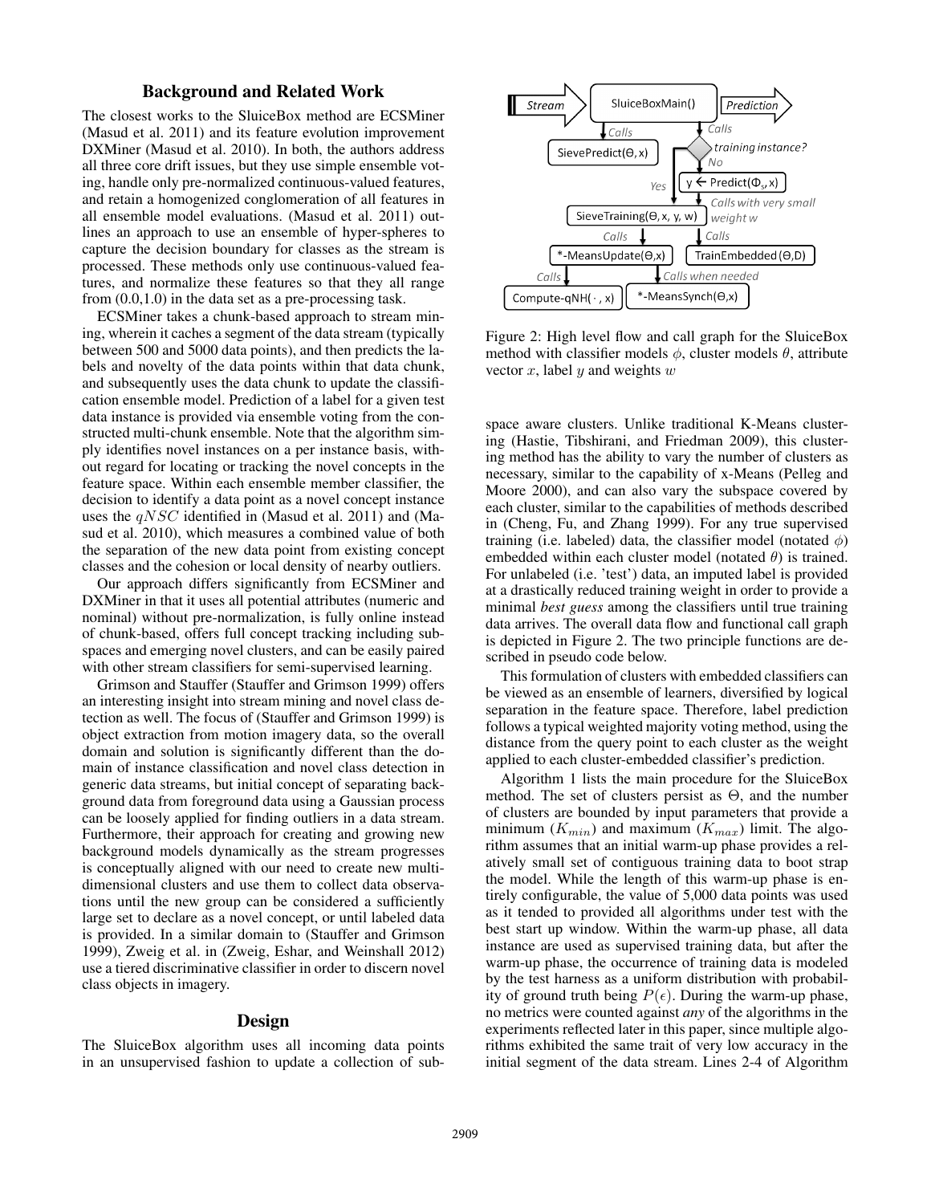## Background and Related Work

The closest works to the SluiceBox method are ECSMiner (Masud et al. 2011) and its feature evolution improvement DXMiner (Masud et al. 2010). In both, the authors address all three core drift issues, but they use simple ensemble voting, handle only pre-normalized continuous-valued features, and retain a homogenized conglomeration of all features in all ensemble model evaluations. (Masud et al. 2011) outlines an approach to use an ensemble of hyper-spheres to capture the decision boundary for classes as the stream is processed. These methods only use continuous-valued features, and normalize these features so that they all range from (0.0,1.0) in the data set as a pre-processing task.

ECSMiner takes a chunk-based approach to stream mining, wherein it caches a segment of the data stream (typically between 500 and 5000 data points), and then predicts the labels and novelty of the data points within that data chunk, and subsequently uses the data chunk to update the classification ensemble model. Prediction of a label for a given test data instance is provided via ensemble voting from the constructed multi-chunk ensemble. Note that the algorithm simply identifies novel instances on a per instance basis, without regard for locating or tracking the novel concepts in the feature space. Within each ensemble member classifier, the decision to identify a data point as a novel concept instance uses the $qNSC$ identified in (Masud et al. 2011) and (Masud et al. 2010), which measures a combined value of both the separation of the new data point from existing concept classes and the cohesion or local density of nearby outliers.

Our approach differs significantly from ECSMiner and DXMiner in that it uses all potential attributes (numeric and nominal) without pre-normalization, is fully online instead of chunk-based, offers full concept tracking including subspaces and emerging novel clusters, and can be easily paired with other stream classifiers for semi-supervised learning.

Grimson and Stauffer (Stauffer and Grimson 1999) offers an interesting insight into stream mining and novel class detection as well. The focus of (Stauffer and Grimson 1999) is object extraction from motion imagery data, so the overall domain and solution is significantly different than the domain of instance classification and novel class detection in generic data streams, but initial concept of separating background data from foreground data using a Gaussian process can be loosely applied for finding outliers in a data stream. Furthermore, their approach for creating and growing new background models dynamically as the stream progresses is conceptually aligned with our need to create new multi-dimensional clusters and use them to collect data observations until the new group can be considered a sufficiently large set to declare as a novel concept, or until labeled data is provided. In a similar domain to (Stauffer and Grimson 1999), Zweig et al. in (Zweig, Eshar, and Weinshall 2012) use a tiered discriminative classifier in order to discern novel class objects in imagery.

## Design

The SluiceBox algorithm uses all incoming data points in an unsupervised fashion to update a collection of subspace aware clusters. Unlike traditional K-Means clustering (Hastie, Tibshirani, and Friedman 2009), this clustering method has the ability to vary the number of clusters as necessary, similar to the capability of x-Means (Pelleg and Moore 2000), and can also vary the subspace covered by each cluster, similar to the capabilities of methods described in (Cheng, Fu, and Zhang 1999). For any true supervised training (i.e. labeled) data, the classifier model (notated $\phi$) embedded within each cluster model (notated $\theta$) is trained. For unlabeled (i.e. 'test') data, an imputed label is provided at a drastically reduced training weight in order to provide a minimal *best guess* among the classifiers until true training data arrives. The overall data flow and functional call graph is depicted in Figure 2. The two principle functions are described in pseudo code below.

Figure 2: High level flow and call graph for the SluiceBox method with classifier models $\phi$, cluster models $\theta$, attribute vector $x$, label $y$ and weights $w$

This formulation of clusters with embedded classifiers can be viewed as an ensemble of learners, diversified by logical separation in the feature space. Therefore, label prediction follows a typical weighted majority voting method, using the distance from the query point to each cluster as the weight applied to each cluster-embedded classifier's prediction.

Algorithm 1 lists the main procedure for the SluiceBox method. The set of clusters persist as $\Theta$, and the number of clusters are bounded by input parameters that provide a minimum ($K_{min}$) and maximum ($K_{max}$) limit. The algorithm assumes that an initial warm-up phase provides a relatively small set of contiguous training data to boot strap the model. While the length of this warm-up phase is entirely configurable, the value of 5,000 data points was used as it tended to provided all algorithms under test with the best start up window. Within the warm-up phase, all data instance are used as supervised training data, but after the warm-up phase, the occurrence of training data is modeled by the test harness as a uniform distribution with probability of ground truth being $P(\epsilon)$. During the warm-up phase, no metrics were counted against *any* of the algorithms in the experiments reflected later in this paper, since multiple algorithms exhibited the same trait of very low accuracy in the initial segment of the data stream. Lines 2-4 of Algorithm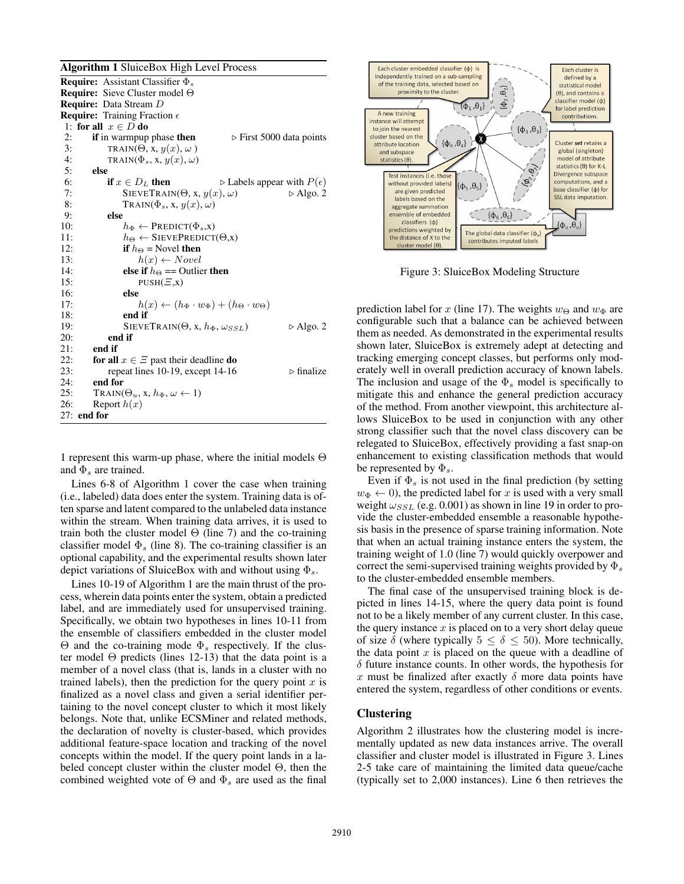**Algorithm 1** SluiceBox High Level Process

```
Require: Assistant Classifier Φ_s
Require: Sieve Cluster model Θ
Require: Data Stream D
Require: Training Fraction ε
 1: for all x ∈ D do
 2:   if in warmpup phase then                    ▷ First 5000 data points
 3:     TRAIN(Θ, x, y(x), ω )
 4:     TRAIN(Φ_s, x, y(x), ω)
 5:   else
 6:     if x ∈ D_L then                           ▷ Labels appear with P(ε)
 7:       SIEVETRAIN(Θ, x, y(x), ω)               ▷ Algo. 2
 8:       TRAIN(Φ_s, x, y(x), ω)
 9:     else
10:       h_Φ ← PREDICT(Φ_s,x)
11:       h_Θ ← SIEVEPREDICT(Θ,x)
12:       if h_Θ = Novel then
13:         h(x) ← Novel
14:       else if h_Θ == Outlier then
15:         PUSH(Ξ,x)
16:       else
17:         h(x) ← (h_Φ · w_Φ) + (h_Θ · w_Θ)
18:       end if
19:       SIEVETRAIN(Θ, x, h_Φ, ω_SSL)            ▷ Algo. 2
20:     end if
21:   end if
22:   for all x ∈ Ξ past their deadline do
23:     repeat lines 10-19, except 14-16          ▷ finalize
24:   end for
25:   TRAIN(Θ_u, x, h_Φ, ω ← 1)
26:   Report h(x)
27: end for
```

1 represent this warm-up phase, where the initial models $\Theta$ and $\Phi_s$ are trained.

Lines 6-8 of Algorithm 1 cover the case when training (i.e., labeled) data does enter the system. Training data is often sparse and latent compared to the unlabeled data instance within the stream. When training data arrives, it is used to train both the cluster model $\Theta$ (line 7) and the co-training classifier model $\Phi_s$ (line 8). The co-training classifier is an optional capability, and the experimental results shown later depict variations of SluiceBox with and without using $\Phi_s$.

Lines 10-19 of Algorithm 1 are the main thrust of the process, wherein data points enter the system, obtain a predicted label, and are immediately used for unsupervised training. Specifically, we obtain two hypotheses in lines 10-11 from the ensemble of classifiers embedded in the cluster model $\Theta$ and the co-training mode $\Phi_s$ respectively. If the cluster model $\Theta$ predicts (lines 12-13) that the data point is a member of a novel class (that is, lands in a cluster with no trained labels), then the prediction for the query point $x$ is finalized as a novel class and given a serial identifier pertaining to the novel concept cluster to which it most likely belongs. Note that, unlike ECSMiner and related methods, the declaration of novelty is cluster-based, which provides additional feature-space location and tracking of the novel concepts within the model. If the query point lands in a labeled concept cluster within the cluster model $\Theta$, then the combined weighted vote of $\Theta$ and $\Phi_s$ are used as the final prediction label for $x$ (line 17). The weights $w_\Theta$ and $w_\Phi$ are configurable such that a balance can be achieved between them as needed. As demonstrated in the experimental results shown later, SluiceBox is extremely adept at detecting and tracking emerging concept classes, but performs only moderately well in overall prediction accuracy of known labels. The inclusion and usage of the $\Phi_s$ model is specifically to mitigate this and enhance the general prediction accuracy of the method. From another viewpoint, this architecture allows SluiceBox to be used in conjunction with any other strong classifier such that the novel class discovery can be relegated to SluiceBox, effectively providing a fast snap-on enhancement to existing classification methods that would be represented by $\Phi_s$.

Figure 3: SluiceBox Modeling Structure

Even if $\Phi_s$ is not used in the final prediction (by setting $w_\Phi \leftarrow 0$), the predicted label for $x$ is used with a very small weight $\omega_{SSL}$ (e.g. 0.001) as shown in line 19 in order to provide the cluster-embedded ensemble a reasonable hypothesis basis in the presence of sparse training information. Note that when an actual training instance enters the system, the training weight of 1.0 (line 7) would quickly overpower and correct the semi-supervised training weights provided by $\Phi_s$ to the cluster-embedded ensemble members.

The final case of the unsupervised training block is depicted in lines 14-15, where the query data point is found not to be a likely member of any current cluster. In this case, the query instance $x$ is placed on to a very short delay queue of size $\delta$ (where typically $5 \leq \delta \leq 50$). More technically, the data point $x$ is placed on the queue with a deadline of $\delta$ future instance counts. In other words, the hypothesis for $x$ must be finalized after exactly $\delta$ more data points have entered the system, regardless of other conditions or events.

## Clustering

Algorithm 2 illustrates how the clustering model is incrementally updated as new data instances arrive. The overall classifier and cluster model is illustrated in Figure 3. Lines 2-5 take care of maintaining the limited data queue/cache (typically set to 2,000 instances). Line 6 then retrieves the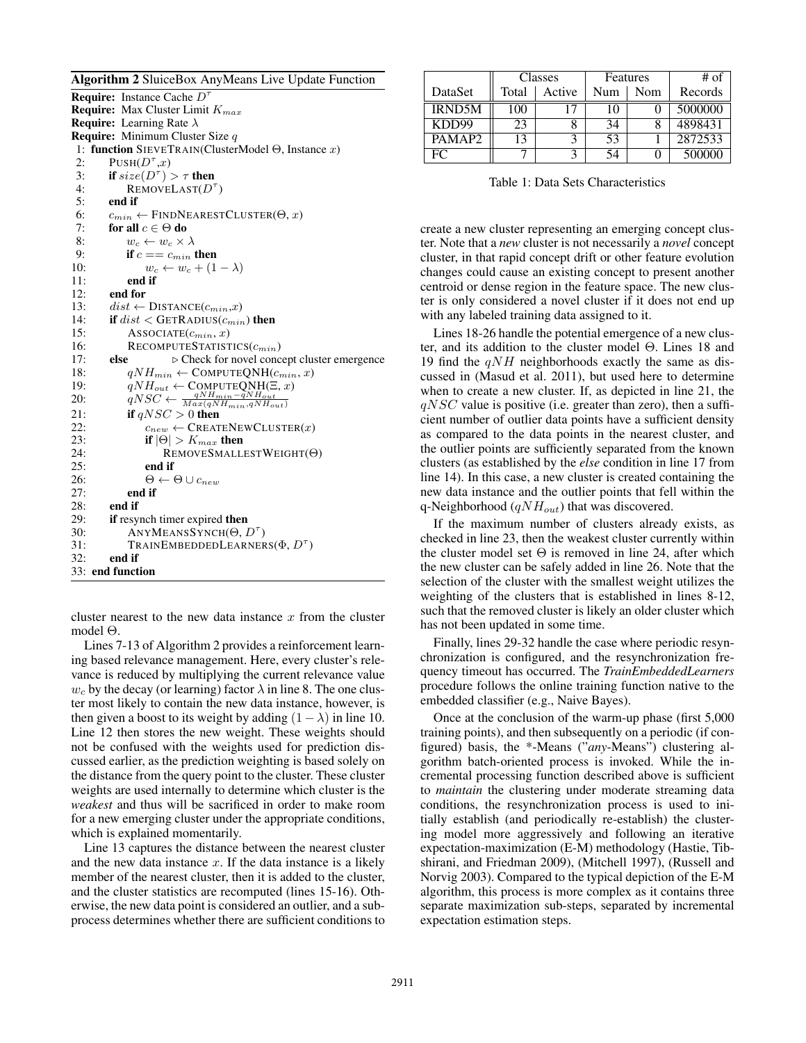**Algorithm 2** SluiceBox AnyMeans Live Update Function

```
Require: Instance Cache D^τ
Require: Max Cluster Limit K_max
Require: Learning Rate λ
Require: Minimum Cluster Size q
 1: function SIEVETRAIN(ClusterModel Θ, Instance x)
 2:     PUSH(D^τ, x)
 3:     if size(D^τ) > τ then
 4:         REMOVELAST(D^τ)
 5:     end if
 6:     c_min ← FINDNEARESTCLUSTER(Θ, x)
 7:     for all c ∈ Θ do
 8:         w_c ← w_c × λ
 9:         if c == c_min then
10:             w_c ← w_c + (1 − λ)
11:         end if
12:     end for
13:     dist ← DISTANCE(c_min, x)
14:     if dist < GETRADIUS(c_min) then
15:         ASSOCIATE(c_min, x)
16:         RECOMPUTESTATISTICS(c_min)
17:     else            ▷ Check for novel concept cluster emergence
18:         qNH_min ← COMPUTEQNH(c_min, x)
19:         qNH_out ← COMPUTEQNH(Ξ, x)
20:         qNSC ← (qNH_min − qNH_out) / Max(qNH_min, qNH_out)
21:         if qNSC > 0 then
22:             c_new ← CREATENEWCLUSTER(x)
23:             if |Θ| > K_max then
24:                 REMOVESMALLESTWEIGHT(Θ)
25:             end if
26:             Θ ← Θ ∪ c_new
27:         end if
28:     end if
29:     if resynch timer expired then
30:         ANYMEANSSYNCH(Θ, D^τ)
31:         TRAINEMBEDDEDLEARNERS(Φ, D^τ)
32:     end if
33: end function
```

cluster nearest to the new data instance $x$ from the cluster model $\Theta$.

Lines 7-13 of Algorithm 2 provides a reinforcement learning based relevance management. Here, every cluster's relevance is reduced by multiplying the current relevance value $w_c$ by the decay (or learning) factor $\lambda$ in line 8. The one cluster most likely to contain the new data instance, however, is then given a boost to its weight by adding $(1-\lambda)$ in line 10. Line 12 then stores the new weight. These weights should not be confused with the weights used for prediction discussed earlier, as the prediction weighting is based solely on the distance from the query point to the cluster. These cluster weights are used internally to determine which cluster is the *weakest* and thus will be sacrificed in order to make room for a new emerging cluster under the appropriate conditions, which is explained momentarily.

Line 13 captures the distance between the nearest cluster and the new data instance $x$. If the data instance is a likely member of the nearest cluster, then it is added to the cluster, and the cluster statistics are recomputed (lines 15-16). Otherwise, the new data point is considered an outlier, and a subprocess determines whether there are sufficient conditions to create a new cluster representing an emerging concept cluster. Note that a *new* cluster is not necessarily a *novel* concept cluster, in that rapid concept drift or other feature evolution changes could cause an existing concept to present another centroid or dense region in the feature space. The new cluster is only considered a novel cluster if it does not end up with any labeled training data assigned to it.

| | Classes | | Features | | # of |
|---|---|---|---|---|---|
| DataSet | Total | Active | Num | Nom | Records |
| IRND5M | 100 | 17 | 10 | 0 | 5000000 |
| KDD99 | 23 | 8 | 34 | 8 | 4898431 |
| PAMAP2 | 13 | 3 | 53 | 1 | 2872533 |
| FC | 7 | 3 | 54 | 0 | 500000 |

Table 1: Data Sets Characteristics

Lines 18-26 handle the potential emergence of a new cluster, and its addition to the cluster model $\Theta$. Lines 18 and 19 find the $qNH$ neighborhoods exactly the same as discussed in (Masud et al. 2011), but used here to determine when to create a new cluster. If, as depicted in line 21, the $qNSC$ value is positive (i.e. greater than zero), then a sufficient number of outlier data points have a sufficient density as compared to the data points in the nearest cluster, and the outlier points are sufficiently separated from the known clusters (as established by the *else* condition in line 17 from line 14). In this case, a new cluster is created containing the new data instance and the outlier points that fell within the q-Neighborhood ($qNH_{out}$) that was discovered.

If the maximum number of clusters already exists, as checked in line 23, then the weakest cluster currently within the cluster model set $\Theta$ is removed in line 24, after which the new cluster can be safely added in line 26. Note that the selection of the cluster with the smallest weight utilizes the weighting of the clusters that is established in lines 8-12, such that the removed cluster is likely an older cluster which has not been updated in some time.

Finally, lines 29-32 handle the case where periodic resynchronization is configured, and the resynchronization frequency timeout has occurred. The ***TrainEmbeddedLearners*** procedure follows the online training function native to the embedded classifier (e.g., Naive Bayes).

Once at the conclusion of the warm-up phase (first 5,000 training points), and then subsequently on a periodic (if configured) basis, the *-Means ("*any*-Means") clustering algorithm batch-oriented process is invoked. While the incremental processing function described above is sufficient to *maintain* the clustering under moderate streaming data conditions, the resynchronization process is used to initially establish (and periodically re-establish) the clustering model more aggressively and following an iterative expectation-maximization (E-M) methodology (Hastie, Tibshirani, and Friedman 2009), (Mitchell 1997), (Russell and Norvig 2003). Compared to the typical depiction of the E-M algorithm, this process is more complex as it contains three separate maximization sub-steps, separated by incremental expectation estimation steps.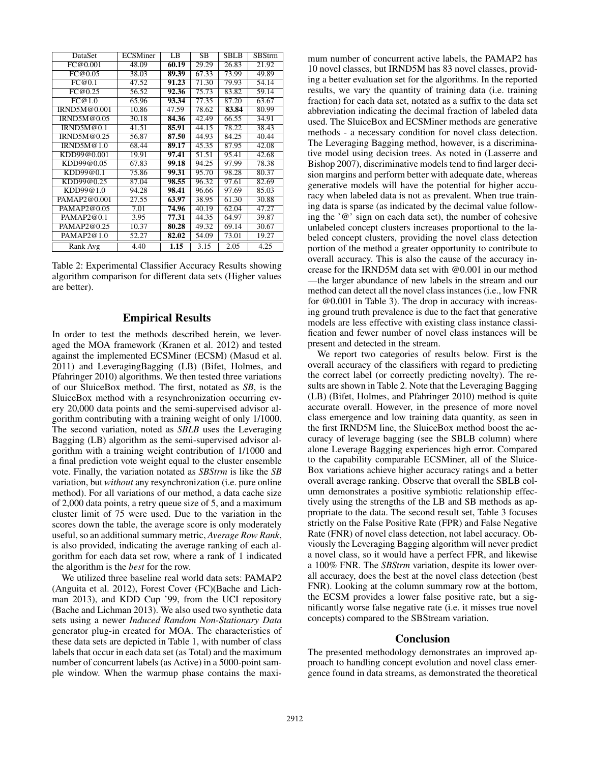| DataSet | ECSMiner | LB | SB | SBLB | SBStrm |
|---|---|---|---|---|---|
| FC@0.001 | 48.09 | **60.19** | 29.29 | 26.83 | 21.92 |
| FC@0.05 | 38.03 | **89.39** | 67.33 | 73.99 | 49.89 |
| FC@0.1 | 47.52 | **91.23** | 71.30 | 79.93 | 54.14 |
| FC@0.25 | 56.52 | **92.36** | 75.73 | 83.82 | 59.14 |
| FC@1.0 | 65.96 | **93.34** | 77.35 | 87.20 | 63.67 |
| IRND5M@0.001 | 10.86 | 47.59 | 78.62 | **83.84** | 80.99 |
| IRND5M@0.05 | 30.18 | **84.36** | 42.49 | 66.55 | 34.91 |
| IRND5M@0.1 | 41.51 | **85.91** | 44.15 | 78.22 | 38.43 |
| IRND5M@0.25 | 56.87 | **87.50** | 44.93 | 84.25 | 40.44 |
| IRND5M@1.0 | 68.44 | **89.17** | 45.35 | 87.95 | 42.08 |
| KDD99@0.001 | 19.91 | **97.41** | 51.51 | 95.41 | 42.68 |
| KDD99@0.05 | 67.83 | **99.18** | 94.25 | 97.99 | 78.38 |
| KDD99@0.1 | 75.86 | **99.31** | 95.70 | 98.28 | 80.37 |
| KDD99@0.25 | 87.04 | **98.55** | 96.32 | 97.61 | 82.69 |
| KDD99@1.0 | 94.28 | **98.41** | 96.66 | 97.69 | 85.03 |
| PAMAP2@0.001 | 27.55 | **63.97** | 38.95 | 61.30 | 30.88 |
| PAMAP2@0.05 | 7.01 | **74.96** | 40.19 | 62.04 | 47.27 |
| PAMAP2@0.1 | 3.95 | **77.31** | 44.35 | 64.97 | 39.87 |
| PAMAP2@0.25 | 10.37 | **80.28** | 49.32 | 69.14 | 30.67 |
| PAMAP2@1.0 | 52.27 | **82.02** | 54.09 | 73.01 | 19.27 |
| Rank Avg | 4.40 | **1.15** | 3.15 | 2.05 | 4.25 |

Table 2: Experimental Classifier Accuracy Results showing algorithm comparison for different data sets (Higher values are better).

## Empirical Results

In order to test the methods described herein, we leveraged the MOA framework (Kranen et al. 2012) and tested against the implemented ECSMiner (ECSM) (Masud et al. 2011) and LeveragingBagging (LB) (Bifet, Holmes, and Pfahringer 2010) algorithms. We then tested three variations of our SluiceBox method. The first, notated as *SB*, is the SluiceBox method with a resynchronization occurring every 20,000 data points and the semi-supervised advisor algorithm contributing with a training weight of only 1/1000. The second variation, noted as *SBLB* uses the Leveraging Bagging (LB) algorithm as the semi-supervised advisor algorithm with a training weight contribution of 1/1000 and a final prediction vote weight equal to the cluster ensemble vote. Finally, the variation notated as *SBStrm* is like the *SB* variation, but *without* any resynchronization (i.e. pure online method). For all variations of our method, a data cache size of 2,000 data points, a retry queue size of 5, and a maximum cluster limit of 75 were used. Due to the variation in the scores down the table, the average score is only moderately useful, so an additional summary metric, *Average Row Rank*, is also provided, indicating the average ranking of each algorithm for each data set row, where a rank of 1 indicated the algorithm is the *best* for the row.

We utilized three baseline real world data sets: PAMAP2 (Anguita et al. 2012), Forest Cover (FC)(Bache and Lichman 2013), and KDD Cup '99, from the UCI repository (Bache and Lichman 2013). We also used two synthetic data sets using a newer *Induced Random Non-Stationary Data* generator plug-in created for MOA. The characteristics of these data sets are depicted in Table 1, with number of class labels that occur in each data set (as Total) and the maximum number of concurrent labels (as Active) in a 5000-point sample window. When the warmup phase contains the maximum number of concurrent active labels, the PAMAP2 has 10 novel classes, but IRND5M has 83 novel classes, providing a better evaluation set for the algorithms. In the reported results, we vary the quantity of training data (i.e. training fraction) for each data set, notated as a suffix to the data set abbreviation indicating the decimal fraction of labeled data used. The SluiceBox and ECSMiner methods are generative methods - a necessary condition for novel class detection. The Leveraging Bagging method, however, is a discriminative model using decision trees. As noted in (Lasserre and Bishop 2007), discriminative models tend to find larger decision margins and perform better with adequate date, whereas generative models will have the potential for higher accuracy when labeled data is not as prevalent. When true training data is sparse (as indicated by the decimal value following the '@' sign on each data set), the number of cohesive unlabeled concept clusters increases proportional to the labeled concept clusters, providing the novel class detection portion of the method a greater opportunity to contribute to overall accuracy. This is also the cause of the accuracy increase for the IRND5M data set with @0.001 in our method —the larger abundance of new labels in the stream and our method can detect all the novel class instances (i.e., low FNR for @0.001 in Table 3). The drop in accuracy with increasing ground truth prevalence is due to the fact that generative models are less effective with existing class instance classification and fewer number of novel class instances will be present and detected in the stream.

We report two categories of results below. First is the overall accuracy of the classifiers with regard to predicting the correct label (or correctly predicting novelty). The results are shown in Table 2. Note that the Leveraging Bagging (LB) (Bifet, Holmes, and Pfahringer 2010) method is quite accurate overall. However, in the presence of more novel class emergence and low training data quantity, as seen in the first IRND5M line, the SluiceBox method boost the accuracy of leverage bagging (see the SBLB column) where alone Leverage Bagging experiences high error. Compared to the capability comparable ECSMiner, all of the SluiceBox variations achieve higher accuracy ratings and a better overall average ranking. Observe that overall the SBLB column demonstrates a positive symbiotic relationship effectively using the strengths of the LB and SB methods as appropriate to the data. The second result set, Table 3 focuses strictly on the False Positive Rate (FPR) and False Negative Rate (FNR) of novel class detection, not label accuracy. Obviously the Leveraging Bagging algorithm will never predict a novel class, so it would have a perfect FPR, and likewise a 100% FNR. The *SBStrm* variation, despite its lower overall accuracy, does the best at the novel class detection (best FNR). Looking at the column summary row at the bottom, the ECSM provides a lower false positive rate, but a significantly worse false negative rate (i.e. it misses true novel concepts) compared to the SBStream variation.

## Conclusion

The presented methodology demonstrates an improved approach to handling concept evolution and novel class emergence found in data streams, as demonstrated the theoretical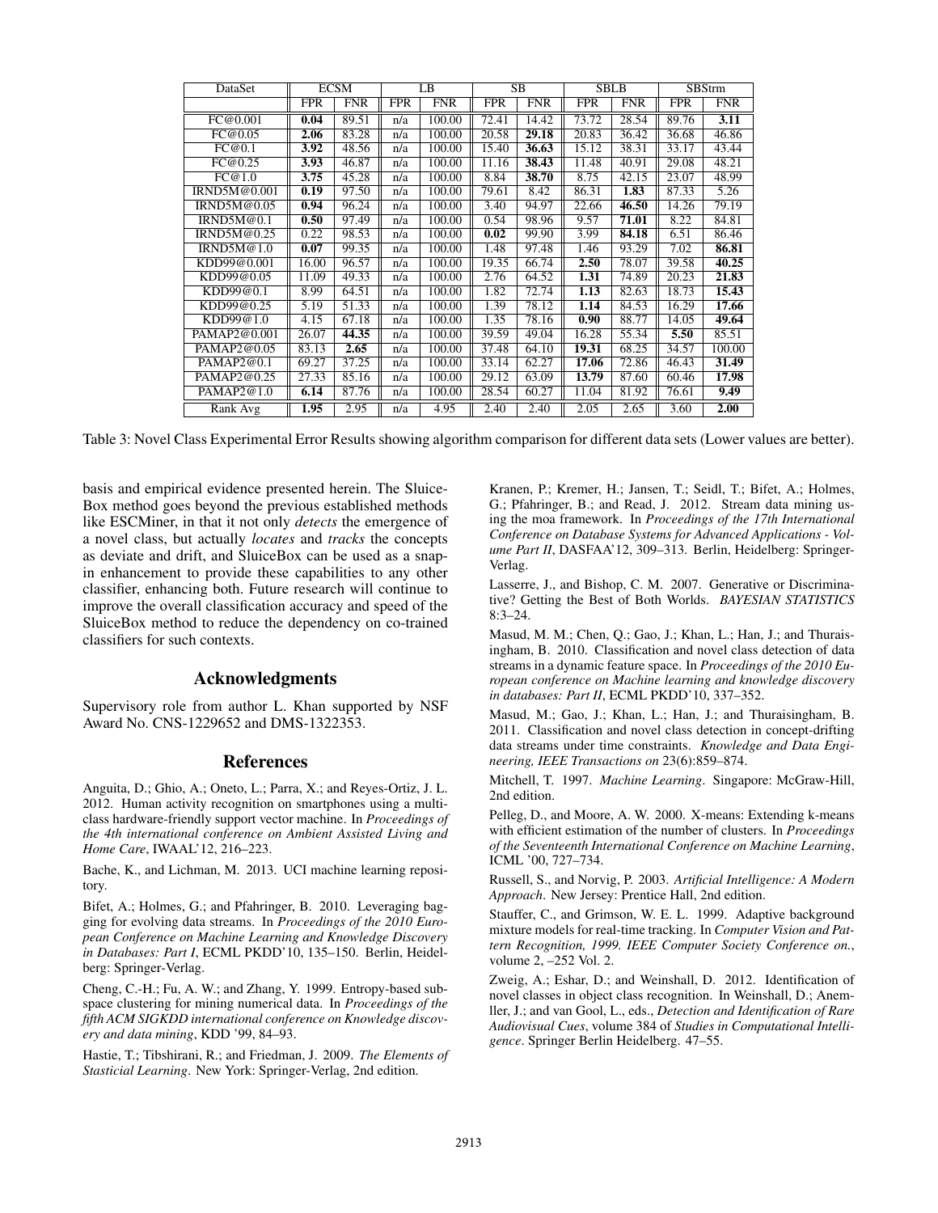| DataSet | ECSM | | LB | | SB | | SBLB | | SBStrm | |
|---|---|---|---|---|---|---|---|---|---|---|
| | FPR | FNR | FPR | FNR | FPR | FNR | FPR | FNR | FPR | FNR |
| FC@0.001 | **0.04** | 89.51 | n/a | 100.00 | 72.41 | 14.42 | 73.72 | 28.54 | 89.76 | **3.11** |
| FC@0.05 | **2.06** | 83.28 | n/a | 100.00 | 20.58 | **29.18** | 20.83 | 36.42 | 36.68 | 46.86 |
| FC@0.1 | **3.92** | 48.56 | n/a | 100.00 | 15.40 | **36.63** | 15.12 | 38.31 | 33.17 | 43.44 |
| FC@0.25 | **3.93** | 46.87 | n/a | 100.00 | 11.16 | **38.43** | 11.48 | 40.91 | 29.08 | 48.21 |
| FC@1.0 | **3.75** | 45.28 | n/a | 100.00 | 8.84 | **38.70** | 8.75 | 42.15 | 23.07 | 48.99 |
| IRND5M@0.001 | **0.19** | 97.50 | n/a | 100.00 | 79.61 | 8.42 | 86.31 | **1.83** | 87.33 | 5.26 |
| IRND5M@0.05 | **0.94** | 96.24 | n/a | 100.00 | 3.40 | 94.97 | 22.66 | **46.50** | 14.26 | 79.19 |
| IRND5M@0.1 | **0.50** | 97.49 | n/a | 100.00 | 0.54 | 98.96 | 9.57 | **71.01** | 8.22 | 84.81 |
| IRND5M@0.25 | 0.22 | 98.53 | n/a | 100.00 | **0.02** | 99.90 | 3.99 | **84.18** | 6.51 | 86.46 |
| IRND5M@1.0 | **0.07** | 99.35 | n/a | 100.00 | 1.48 | 97.48 | 1.46 | 93.29 | 7.02 | **86.81** |
| KDD99@0.001 | 16.00 | 96.57 | n/a | 100.00 | 19.35 | 66.74 | **2.50** | 78.07 | 39.58 | **40.25** |
| KDD99@0.05 | 11.09 | 49.33 | n/a | 100.00 | 2.76 | 64.52 | **1.31** | 74.89 | 20.23 | **21.83** |
| KDD99@0.1 | 8.99 | 64.51 | n/a | 100.00 | 1.82 | 72.74 | **1.13** | 82.63 | 18.73 | **15.43** |
| KDD99@0.25 | 5.19 | 51.33 | n/a | 100.00 | 1.39 | 78.12 | **1.14** | 84.53 | 16.29 | **17.66** |
| KDD99@1.0 | 4.15 | 67.18 | n/a | 100.00 | 1.35 | 78.16 | **0.90** | 88.77 | 14.05 | **49.64** |
| PAMAP2@0.001 | 26.07 | **44.35** | n/a | 100.00 | 39.59 | 49.04 | 16.28 | 55.34 | **5.50** | 85.51 |
| PAMAP2@0.05 | 83.13 | **2.65** | n/a | 100.00 | 37.48 | 64.10 | **19.31** | 68.25 | 34.57 | 100.00 |
| PAMAP2@0.1 | 69.27 | 37.25 | n/a | 100.00 | 33.14 | 62.27 | **17.06** | 72.86 | 46.43 | **31.49** |
| PAMAP2@0.25 | 27.33 | 85.16 | n/a | 100.00 | 29.12 | 63.09 | **13.79** | 87.60 | 60.46 | **17.98** |
| PAMAP2@1.0 | **6.14** | 87.76 | n/a | 100.00 | 28.54 | 60.27 | 11.04 | 81.92 | 76.61 | **9.49** |
| Rank Avg | **1.95** | 2.95 | n/a | 4.95 | 2.40 | 2.40 | 2.05 | 2.65 | 3.60 | **2.00** |

Table 3: Novel Class Experimental Error Results showing algorithm comparison for different data sets (Lower values are better).

basis and empirical evidence presented herein. The SluiceBox method goes beyond the previous established methods like ESCMiner, in that it not only *detects* the emergence of a novel class, but actually *locates* and *tracks* the concepts as deviate and drift, and SluiceBox can be used as a snap-in enhancement to provide these capabilities to any other classifier, enhancing both. Future research will continue to improve the overall classification accuracy and speed of the SluiceBox method to reduce the dependency on co-trained classifiers for such contexts.

## Acknowledgments

Supervisory role from author L. Khan supported by NSF Award No. CNS-1229652 and DMS-1322353.

## References

Anguita, D.; Ghio, A.; Oneto, L.; Parra, X.; and Reyes-Ortiz, J. L. 2012. Human activity recognition on smartphones using a multiclass hardware-friendly support vector machine. In *Proceedings of the 4th international conference on Ambient Assisted Living and Home Care*, IWAAL'12, 216–223.

Bache, K., and Lichman, M. 2013. UCI machine learning repository.

Bifet, A.; Holmes, G.; and Pfahringer, B. 2010. Leveraging bagging for evolving data streams. In *Proceedings of the 2010 European Conference on Machine Learning and Knowledge Discovery in Databases: Part I*, ECML PKDD'10, 135–150. Berlin, Heidelberg: Springer-Verlag.

Cheng, C.-H.; Fu, A. W.; and Zhang, Y. 1999. Entropy-based subspace clustering for mining numerical data. In *Proceedings of the fifth ACM SIGKDD international conference on Knowledge discovery and data mining*, KDD '99, 84–93.

Hastie, T.; Tibshirani, R.; and Friedman, J. 2009. *The Elements of Stasticial Learning*. New York: Springer-Verlag, 2nd edition.

Kranen, P.; Kremer, H.; Jansen, T.; Seidl, T.; Bifet, A.; Holmes, G.; Pfahringer, B.; and Read, J. 2012. Stream data mining using the moa framework. In *Proceedings of the 17th International Conference on Database Systems for Advanced Applications - Volume Part II*, DASFAA'12, 309–313. Berlin, Heidelberg: Springer-Verlag.

Lasserre, J., and Bishop, C. M. 2007. Generative or Discriminative? Getting the Best of Both Worlds. *BAYESIAN STATISTICS* 8:3–24.

Masud, M. M.; Chen, Q.; Gao, J.; Khan, L.; Han, J.; and Thuraisingham, B. 2010. Classification and novel class detection of data streams in a dynamic feature space. In *Proceedings of the 2010 European conference on Machine learning and knowledge discovery in databases: Part II*, ECML PKDD'10, 337–352.

Masud, M.; Gao, J.; Khan, L.; Han, J.; and Thuraisingham, B. 2011. Classification and novel class detection in concept-drifting data streams under time constraints. *Knowledge and Data Engineering, IEEE Transactions on* 23(6):859–874.

Mitchell, T. 1997. *Machine Learning*. Singapore: McGraw-Hill, 2nd edition.

Pelleg, D., and Moore, A. W. 2000. X-means: Extending k-means with efficient estimation of the number of clusters. In *Proceedings of the Seventeenth International Conference on Machine Learning*, ICML '00, 727–734.

Russell, S., and Norvig, P. 2003. *Artificial Intelligence: A Modern Approach*. New Jersey: Prentice Hall, 2nd edition.

Stauffer, C., and Grimson, W. E. L. 1999. Adaptive background mixture models for real-time tracking. In *Computer Vision and Pattern Recognition, 1999. IEEE Computer Society Conference on.*, volume 2, –252 Vol. 2.

Zweig, A.; Eshar, D.; and Weinshall, D. 2012. Identification of novel classes in object class recognition. In Weinshall, D.; Anemller, J.; and van Gool, L., eds., *Detection and Identification of Rare Audiovisual Cues*, volume 384 of *Studies in Computational Intelligence*. Springer Berlin Heidelberg. 47–55.